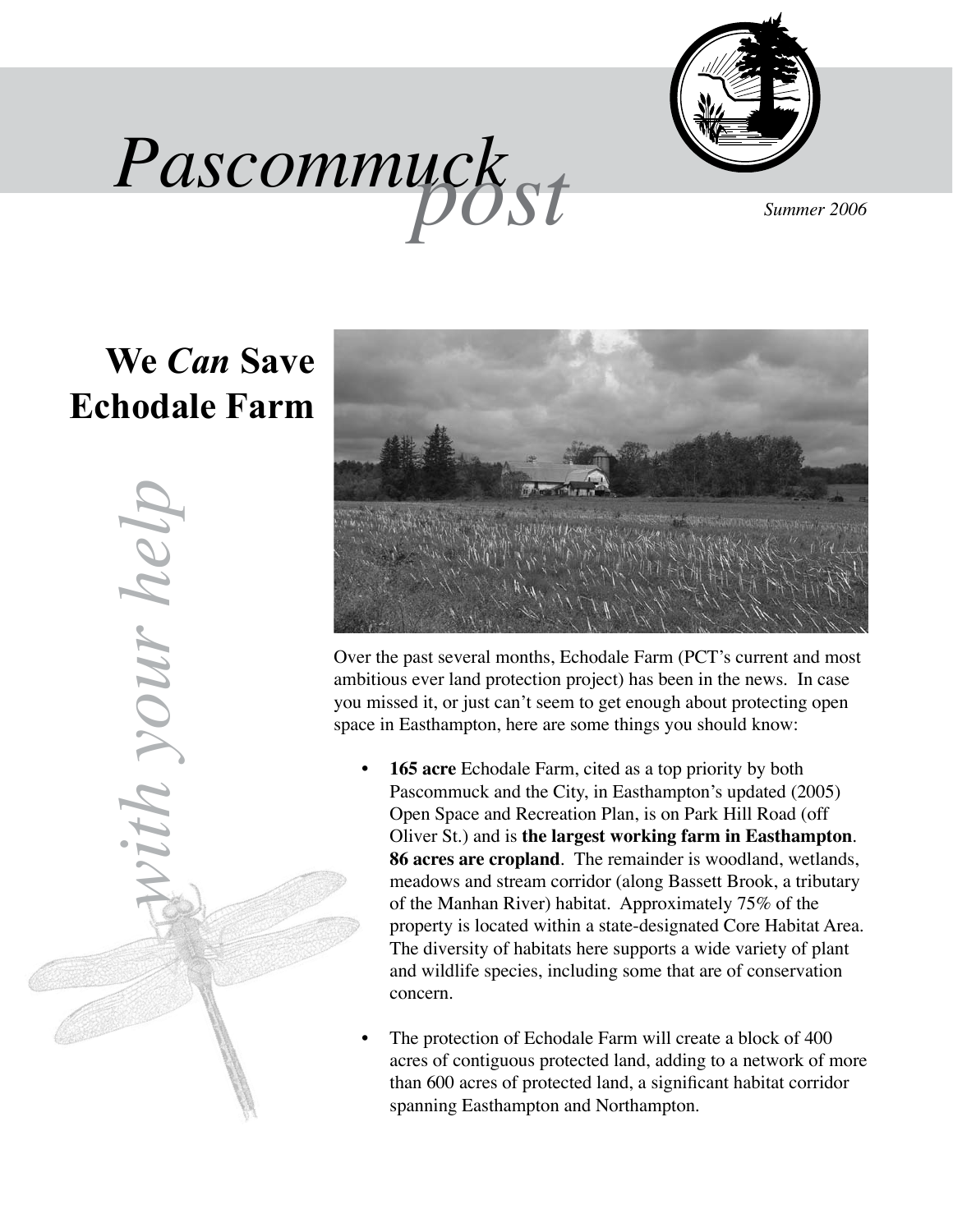# *Pascommuck post*

*Summer 2006*

## We *Can* Save Echodale Farm

*with your help*

Over the past several months, Echodale Farm (PCT's current and most ambitious ever land protection project) has been in the news. In case you missed it, or just can't seem to get enough about protecting open space in Easthampton, here are some things you should know:

- **165 acre** Echodale Farm, cited as a top priority by both Pascommuck and the City, in Easthampton's updated (2005) Open Space and Recreation Plan, is on Park Hill Road (off Oliver St.) and is **the largest working farm in Easthampton**. **86 acres are cropland**. The remainder is woodland, wetlands, meadows and stream corridor (along Bassett Brook, a tributary of the Manhan River) habitat. Approximately 75% of the property is located within a state-designated Core Habitat Area. The diversity of habitats here supports a wide variety of plant and wildlife species, including some that are of conservation concern.

- The protection of Echodale Farm will create a block of 400 acres of contiguous protected land, adding to a network of more than 600 acres of protected land, a significant habitat corridor spanning Easthampton and Northampton.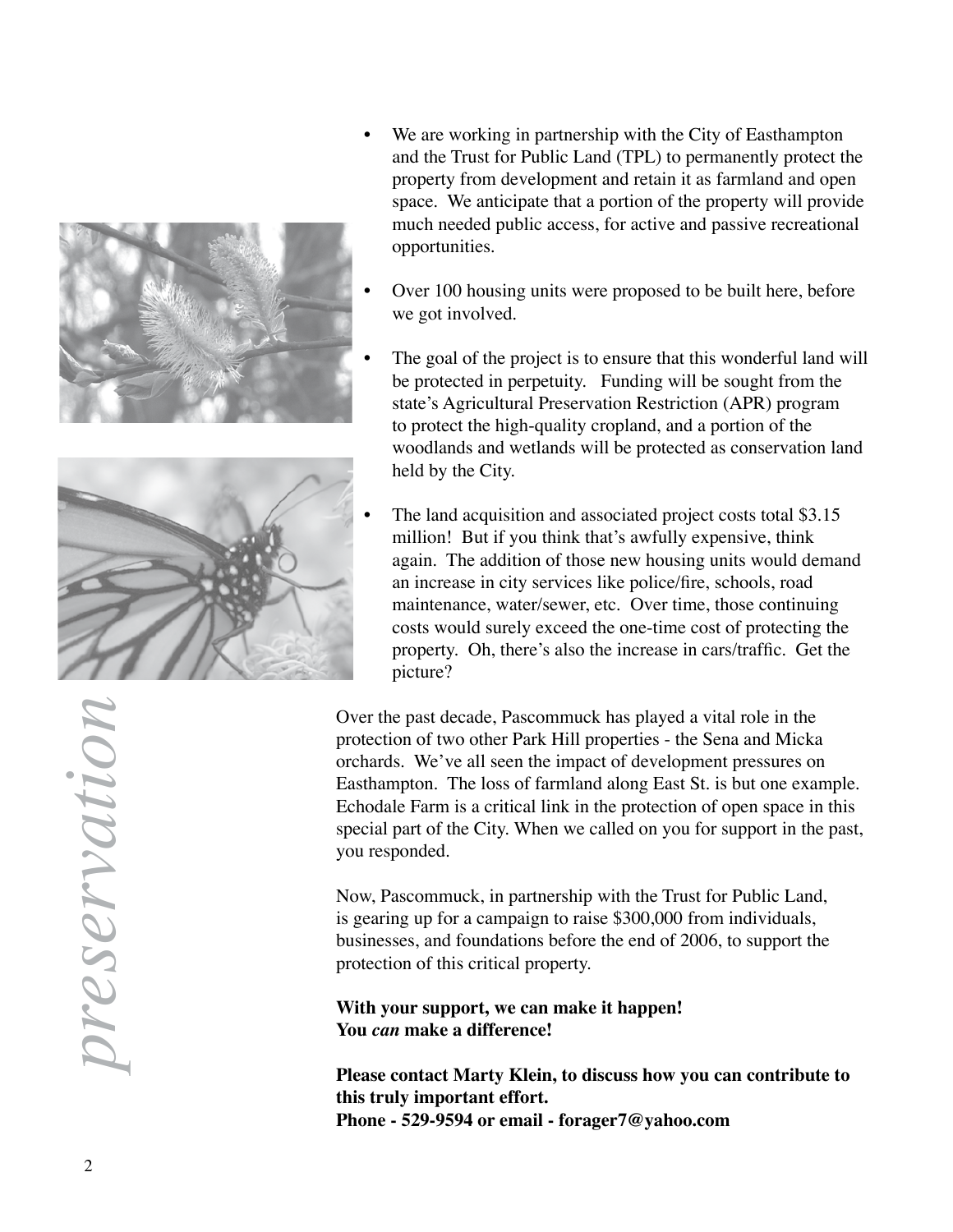- We are working in partnership with the City of Easthampton and the Trust for Public Land (TPL) to permanently protect the property from development and retain it as farmland and open space. We anticipate that a portion of the property will provide much needed public access, for active and passive recreational opportunities.
- Over 100 housing units were proposed to be built here, before we got involved.
- The goal of the project is to ensure that this wonderful land will be protected in perpetuity. Funding will be sought from the state's Agricultural Preservation Restriction (APR) program to protect the high-quality cropland, and a portion of the woodlands and wetlands will be protected as conservation land held by the City.
- The land acquisition and associated project costs total $3.15 million! But if you think that's awfully expensive, think again. The addition of those new housing units would demand an increase in city services like police/fire, schools, road maintenance, water/sewer, etc. Over time, those continuing costs would surely exceed the one-time cost of protecting the property. Oh, there's also the increase in cars/traffic. Get the picture?

*preservation*

Over the past decade, Pascommuck has played a vital role in the protection of two other Park Hill properties - the Sena and Micka orchards. We've all seen the impact of development pressures on Easthampton. The loss of farmland along East St. is but one example. Echodale Farm is a critical link in the protection of open space in this special part of the City. When we called on you for support in the past, you responded.

Now, Pascommuck, in partnership with the Trust for Public Land, is gearing up for a campaign to raise $300,000 from individuals, businesses, and foundations before the end of 2006, to support the protection of this critical property.

**With your support, we can make it happen!**
**You *can* make a difference!**

**Please contact Marty Klein, to discuss how you can contribute to this truly important effort.**
**Phone - 529-9594 or email - forager7@yahoo.com**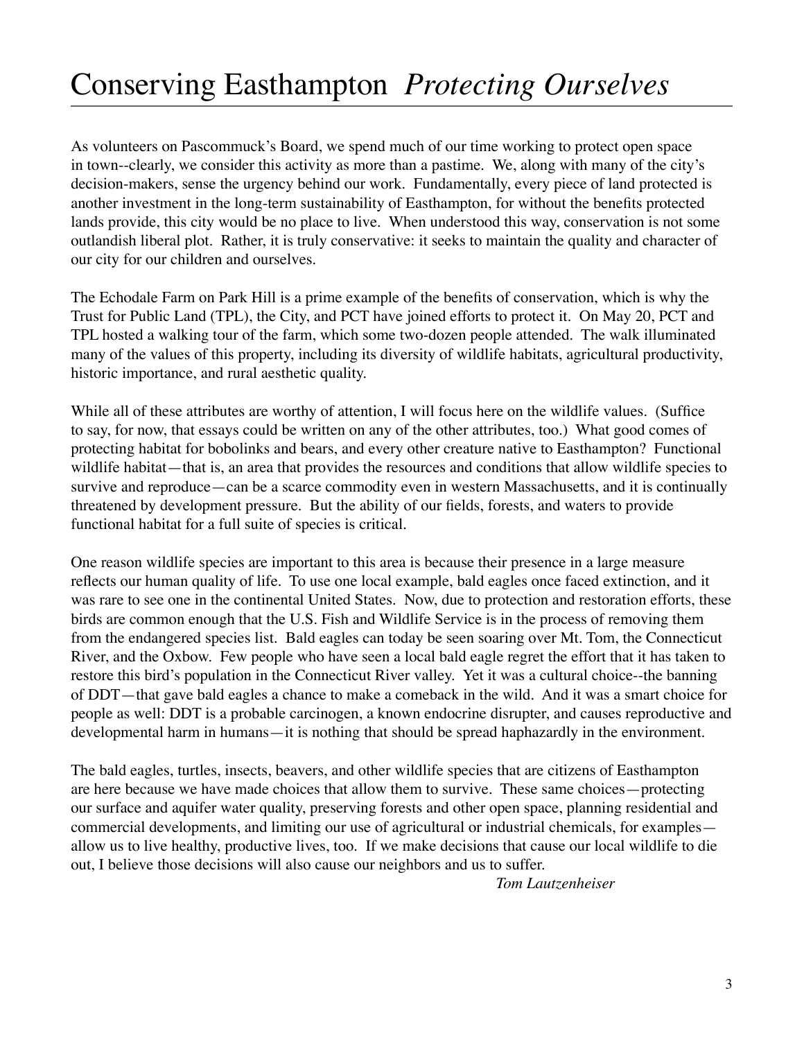# Conserving Easthampton *Protecting Ourselves*

As volunteers on Pascommuck's Board, we spend much of our time working to protect open space in town--clearly, we consider this activity as more than a pastime. We, along with many of the city's decision-makers, sense the urgency behind our work. Fundamentally, every piece of land protected is another investment in the long-term sustainability of Easthampton, for without the benefits protected lands provide, this city would be no place to live. When understood this way, conservation is not some outlandish liberal plot. Rather, it is truly conservative: it seeks to maintain the quality and character of our city for our children and ourselves.

The Echodale Farm on Park Hill is a prime example of the benefits of conservation, which is why the Trust for Public Land (TPL), the City, and PCT have joined efforts to protect it. On May 20, PCT and TPL hosted a walking tour of the farm, which some two-dozen people attended. The walk illuminated many of the values of this property, including its diversity of wildlife habitats, agricultural productivity, historic importance, and rural aesthetic quality.

While all of these attributes are worthy of attention, I will focus here on the wildlife values. (Suffice to say, for now, that essays could be written on any of the other attributes, too.) What good comes of protecting habitat for bobolinks and bears, and every other creature native to Easthampton? Functional wildlife habitat—that is, an area that provides the resources and conditions that allow wildlife species to survive and reproduce—can be a scarce commodity even in western Massachusetts, and it is continually threatened by development pressure. But the ability of our fields, forests, and waters to provide functional habitat for a full suite of species is critical.

One reason wildlife species are important to this area is because their presence in a large measure reflects our human quality of life. To use one local example, bald eagles once faced extinction, and it was rare to see one in the continental United States. Now, due to protection and restoration efforts, these birds are common enough that the U.S. Fish and Wildlife Service is in the process of removing them from the endangered species list. Bald eagles can today be seen soaring over Mt. Tom, the Connecticut River, and the Oxbow. Few people who have seen a local bald eagle regret the effort that it has taken to restore this bird's population in the Connecticut River valley. Yet it was a cultural choice--the banning of DDT—that gave bald eagles a chance to make a comeback in the wild. And it was a smart choice for people as well: DDT is a probable carcinogen, a known endocrine disrupter, and causes reproductive and developmental harm in humans—it is nothing that should be spread haphazardly in the environment.

The bald eagles, turtles, insects, beavers, and other wildlife species that are citizens of Easthampton are here because we have made choices that allow them to survive. These same choices—protecting our surface and aquifer water quality, preserving forests and other open space, planning residential and commercial developments, and limiting our use of agricultural or industrial chemicals, for examples—allow us to live healthy, productive lives, too. If we make decisions that cause our local wildlife to die out, I believe those decisions will also cause our neighbors and us to suffer.

*Tom Lautzenheiser*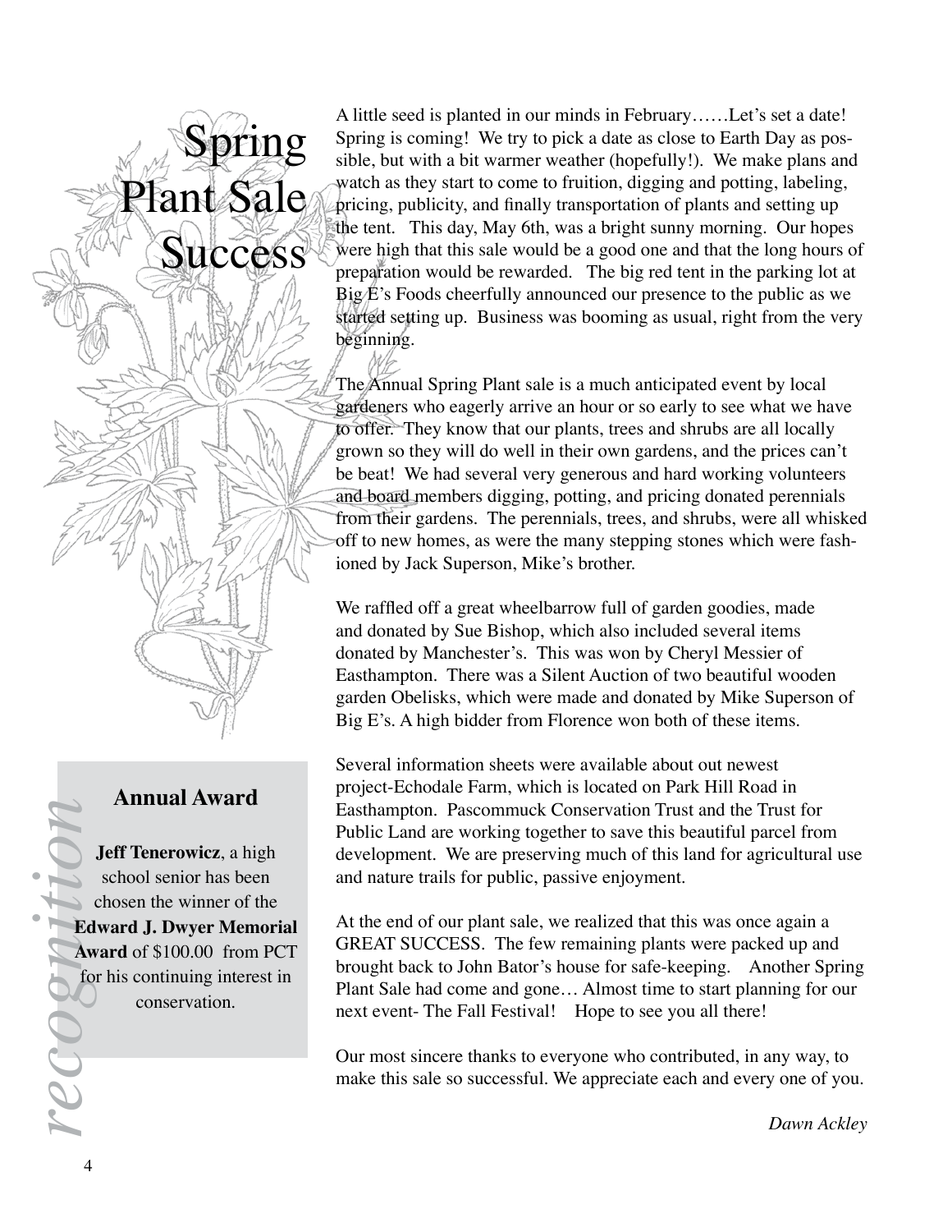# Spring Plant Sale Success

A little seed is planted in our minds in February……Let's set a date! Spring is coming! We try to pick a date as close to Earth Day as possible, but with a bit warmer weather (hopefully!). We make plans and watch as they start to come to fruition, digging and potting, labeling, pricing, publicity, and finally transportation of plants and setting up the tent. This day, May 6th, was a bright sunny morning. Our hopes were high that this sale would be a good one and that the long hours of preparation would be rewarded. The big red tent in the parking lot at Big E's Foods cheerfully announced our presence to the public as we started setting up. Business was booming as usual, right from the very beginning.

The Annual Spring Plant sale is a much anticipated event by local gardeners who eagerly arrive an hour or so early to see what we have to offer. They know that our plants, trees and shrubs are all locally grown so they will do well in their own gardens, and the prices can't be beat! We had several very generous and hard working volunteers and board members digging, potting, and pricing donated perennials from their gardens. The perennials, trees, and shrubs, were all whisked off to new homes, as were the many stepping stones which were fashioned by Jack Superson, Mike's brother.

We raffled off a great wheelbarrow full of garden goodies, made and donated by Sue Bishop, which also included several items donated by Manchester's. This was won by Cheryl Messier of Easthampton. There was a Silent Auction of two beautiful wooden garden Obelisks, which were made and donated by Mike Superson of Big E's. A high bidder from Florence won both of these items.

Several information sheets were available about out newest project-Echodale Farm, which is located on Park Hill Road in Easthampton. Pascommuck Conservation Trust and the Trust for Public Land are working together to save this beautiful parcel from development. We are preserving much of this land for agricultural use and nature trails for public, passive enjoyment.

At the end of our plant sale, we realized that this was once again a GREAT SUCCESS. The few remaining plants were packed up and brought back to John Bator's house for safe-keeping. Another Spring Plant Sale had come and gone… Almost time to start planning for our next event- The Fall Festival! Hope to see you all there!

Our most sincere thanks to everyone who contributed, in any way, to make this sale so successful. We appreciate each and every one of you.

*Dawn Ackley*

## *recognition*

### Annual Award

**Jeff Tenerowicz**, a high school senior has been chosen the winner of the **Edward J. Dwyer Memorial Award** of $100.00 from PCT for his continuing interest in conservation.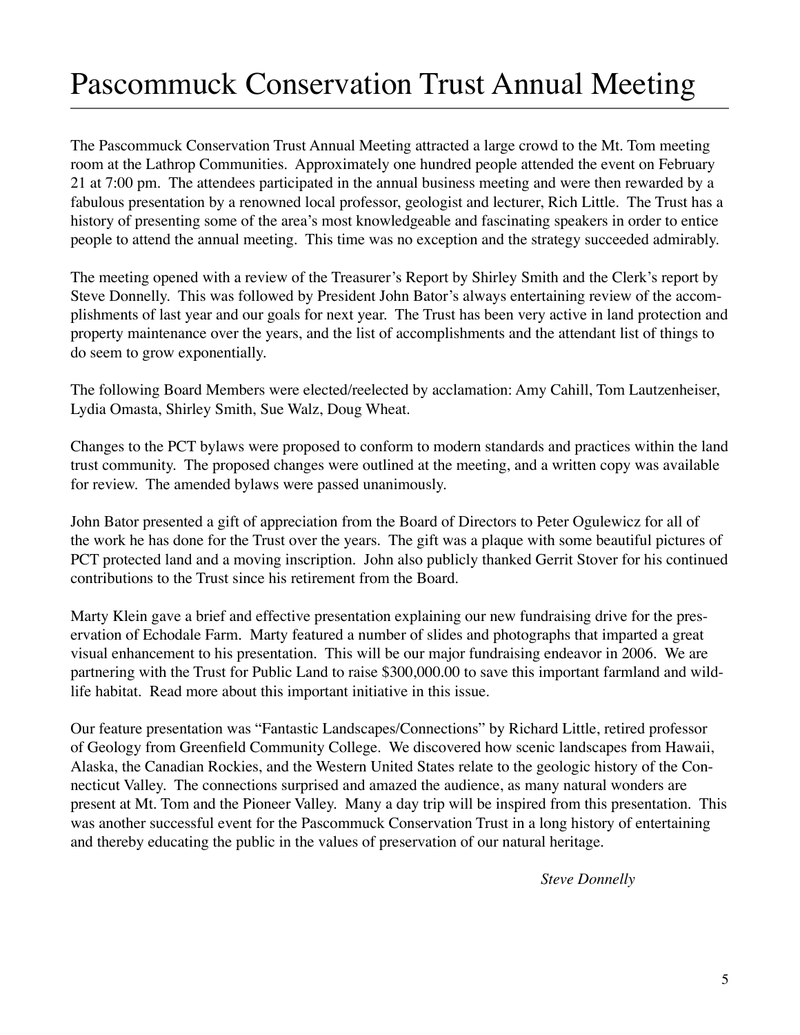# Pascommuck Conservation Trust Annual Meeting

The Pascommuck Conservation Trust Annual Meeting attracted a large crowd to the Mt. Tom meeting room at the Lathrop Communities. Approximately one hundred people attended the event on February 21 at 7:00 pm. The attendees participated in the annual business meeting and were then rewarded by a fabulous presentation by a renowned local professor, geologist and lecturer, Rich Little. The Trust has a history of presenting some of the area's most knowledgeable and fascinating speakers in order to entice people to attend the annual meeting. This time was no exception and the strategy succeeded admirably.

The meeting opened with a review of the Treasurer's Report by Shirley Smith and the Clerk's report by Steve Donnelly. This was followed by President John Bator's always entertaining review of the accomplishments of last year and our goals for next year. The Trust has been very active in land protection and property maintenance over the years, and the list of accomplishments and the attendant list of things to do seem to grow exponentially.

The following Board Members were elected/reelected by acclamation: Amy Cahill, Tom Lautzenheiser, Lydia Omasta, Shirley Smith, Sue Walz, Doug Wheat.

Changes to the PCT bylaws were proposed to conform to modern standards and practices within the land trust community. The proposed changes were outlined at the meeting, and a written copy was available for review. The amended bylaws were passed unanimously.

John Bator presented a gift of appreciation from the Board of Directors to Peter Ogulewicz for all of the work he has done for the Trust over the years. The gift was a plaque with some beautiful pictures of PCT protected land and a moving inscription. John also publicly thanked Gerrit Stover for his continued contributions to the Trust since his retirement from the Board.

Marty Klein gave a brief and effective presentation explaining our new fundraising drive for the preservation of Echodale Farm. Marty featured a number of slides and photographs that imparted a great visual enhancement to his presentation. This will be our major fundraising endeavor in 2006. We are partnering with the Trust for Public Land to raise $300,000.00 to save this important farmland and wildlife habitat. Read more about this important initiative in this issue.

Our feature presentation was "Fantastic Landscapes/Connections" by Richard Little, retired professor of Geology from Greenfield Community College. We discovered how scenic landscapes from Hawaii, Alaska, the Canadian Rockies, and the Western United States relate to the geologic history of the Connecticut Valley. The connections surprised and amazed the audience, as many natural wonders are present at Mt. Tom and the Pioneer Valley. Many a day trip will be inspired from this presentation. This was another successful event for the Pascommuck Conservation Trust in a long history of entertaining and thereby educating the public in the values of preservation of our natural heritage.

*Steve Donnelly*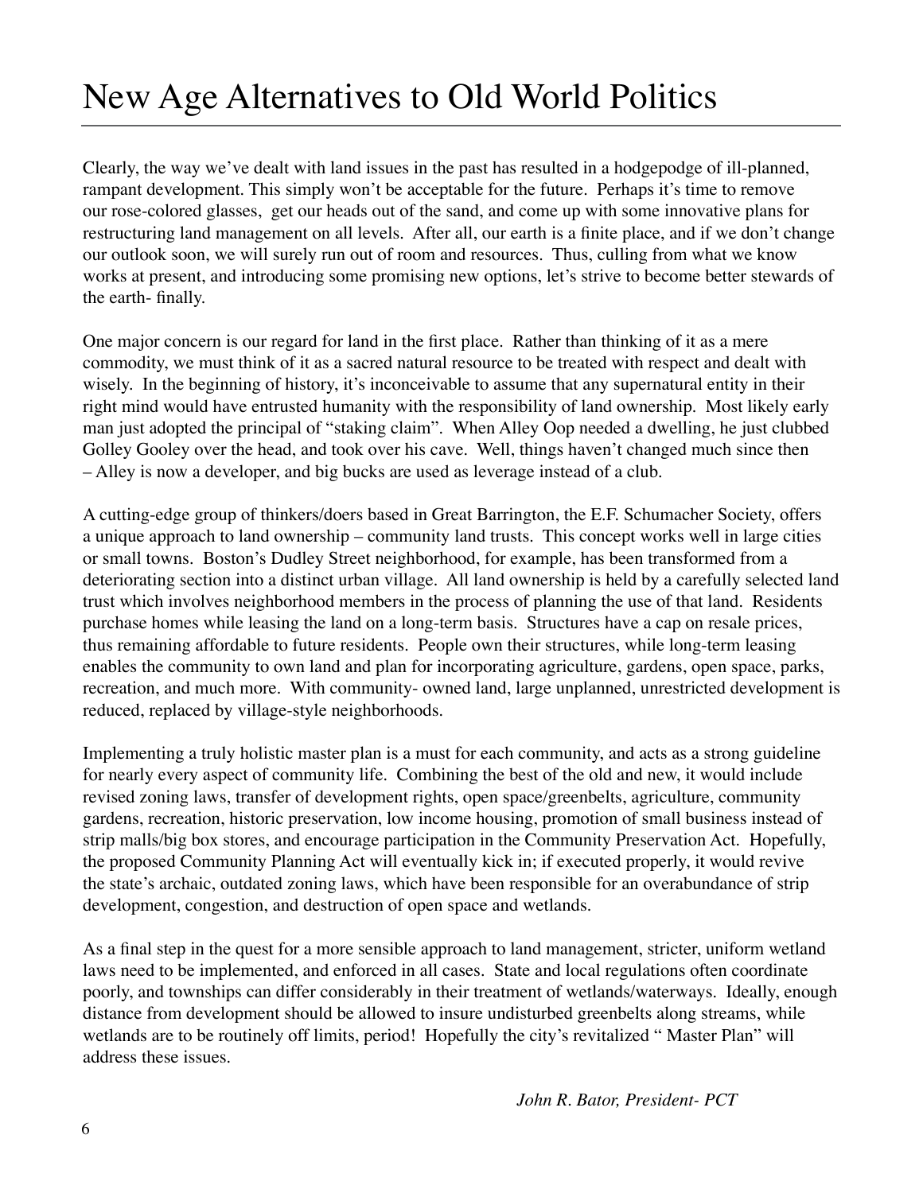# New Age Alternatives to Old World Politics

Clearly, the way we've dealt with land issues in the past has resulted in a hodgepodge of ill-planned, rampant development. This simply won't be acceptable for the future. Perhaps it's time to remove our rose-colored glasses, get our heads out of the sand, and come up with some innovative plans for restructuring land management on all levels. After all, our earth is a finite place, and if we don't change our outlook soon, we will surely run out of room and resources. Thus, culling from what we know works at present, and introducing some promising new options, let's strive to become better stewards of the earth- finally.

One major concern is our regard for land in the first place. Rather than thinking of it as a mere commodity, we must think of it as a sacred natural resource to be treated with respect and dealt with wisely. In the beginning of history, it's inconceivable to assume that any supernatural entity in their right mind would have entrusted humanity with the responsibility of land ownership. Most likely early man just adopted the principal of "staking claim". When Alley Oop needed a dwelling, he just clubbed Golley Gooley over the head, and took over his cave. Well, things haven't changed much since then – Alley is now a developer, and big bucks are used as leverage instead of a club.

A cutting-edge group of thinkers/doers based in Great Barrington, the E.F. Schumacher Society, offers a unique approach to land ownership – community land trusts. This concept works well in large cities or small towns. Boston's Dudley Street neighborhood, for example, has been transformed from a deteriorating section into a distinct urban village. All land ownership is held by a carefully selected land trust which involves neighborhood members in the process of planning the use of that land. Residents purchase homes while leasing the land on a long-term basis. Structures have a cap on resale prices, thus remaining affordable to future residents. People own their structures, while long-term leasing enables the community to own land and plan for incorporating agriculture, gardens, open space, parks, recreation, and much more. With community- owned land, large unplanned, unrestricted development is reduced, replaced by village-style neighborhoods.

Implementing a truly holistic master plan is a must for each community, and acts as a strong guideline for nearly every aspect of community life. Combining the best of the old and new, it would include revised zoning laws, transfer of development rights, open space/greenbelts, agriculture, community gardens, recreation, historic preservation, low income housing, promotion of small business instead of strip malls/big box stores, and encourage participation in the Community Preservation Act. Hopefully, the proposed Community Planning Act will eventually kick in; if executed properly, it would revive the state's archaic, outdated zoning laws, which have been responsible for an overabundance of strip development, congestion, and destruction of open space and wetlands.

As a final step in the quest for a more sensible approach to land management, stricter, uniform wetland laws need to be implemented, and enforced in all cases. State and local regulations often coordinate poorly, and townships can differ considerably in their treatment of wetlands/waterways. Ideally, enough distance from development should be allowed to insure undisturbed greenbelts along streams, while wetlands are to be routinely off limits, period! Hopefully the city's revitalized " Master Plan" will address these issues.

*John R. Bator, President- PCT*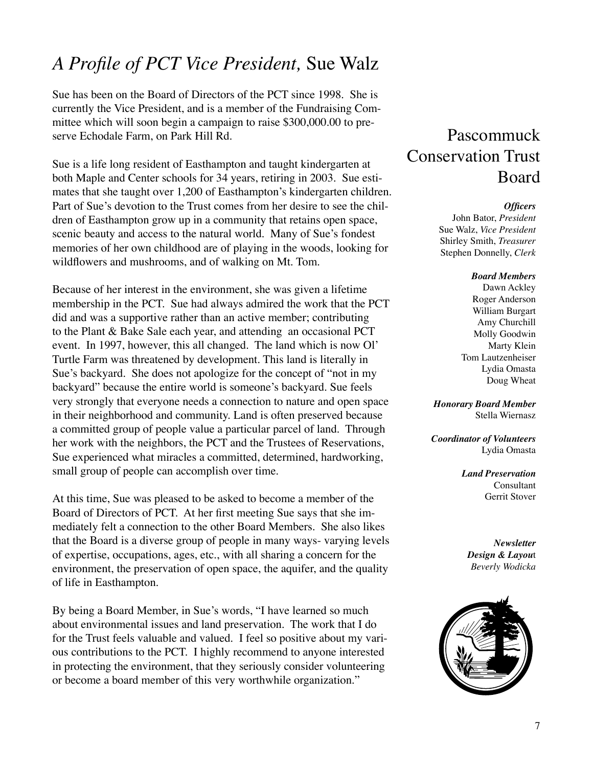# *A Profile of PCT Vice President,* Sue Walz

Sue has been on the Board of Directors of the PCT since 1998. She is currently the Vice President, and is a member of the Fundraising Committee which will soon begin a campaign to raise $300,000.00 to preserve Echodale Farm, on Park Hill Rd.

Sue is a life long resident of Easthampton and taught kindergarten at both Maple and Center schools for 34 years, retiring in 2003. Sue estimates that she taught over 1,200 of Easthampton's kindergarten children. Part of Sue's devotion to the Trust comes from her desire to see the children of Easthampton grow up in a community that retains open space, scenic beauty and access to the natural world. Many of Sue's fondest memories of her own childhood are of playing in the woods, looking for wildflowers and mushrooms, and of walking on Mt. Tom.

Because of her interest in the environment, she was given a lifetime membership in the PCT. Sue had always admired the work that the PCT did and was a supportive rather than an active member; contributing to the Plant & Bake Sale each year, and attending an occasional PCT event. In 1997, however, this all changed. The land which is now Ol' Turtle Farm was threatened by development. This land is literally in Sue's backyard. She does not apologize for the concept of "not in my backyard" because the entire world is someone's backyard. Sue feels very strongly that everyone needs a connection to nature and open space in their neighborhood and community. Land is often preserved because a committed group of people value a particular parcel of land. Through her work with the neighbors, the PCT and the Trustees of Reservations, Sue experienced what miracles a committed, determined, hardworking, small group of people can accomplish over time.

At this time, Sue was pleased to be asked to become a member of the Board of Directors of PCT. At her first meeting Sue says that she immediately felt a connection to the other Board Members. She also likes that the Board is a diverse group of people in many ways- varying levels of expertise, occupations, ages, etc., with all sharing a concern for the environment, the preservation of open space, the aquifer, and the quality of life in Easthampton.

By being a Board Member, in Sue's words, "I have learned so much about environmental issues and land preservation. The work that I do for the Trust feels valuable and valued. I feel so positive about my various contributions to the PCT. I highly recommend to anyone interested in protecting the environment, that they seriously consider volunteering or become a board member of this very worthwhile organization."

## Pascommuck Conservation Trust Board

***Officers***

John Bator, *President*
Sue Walz, *Vice President*
Shirley Smith, *Treasurer*
Stephen Donnelly, *Clerk*

***Board Members***

Dawn Ackley
Roger Anderson
William Burgart
Amy Churchill
Molly Goodwin
Marty Klein
Tom Lautzenheiser
Lydia Omasta
Doug Wheat

***Honorary Board Member***

Stella Wiernasz

***Coordinator of Volunteers***

Lydia Omasta

***Land Preservation***
Consultant
Gerrit Stover

***Newsletter Design & Layout***
*Beverly Wodicka*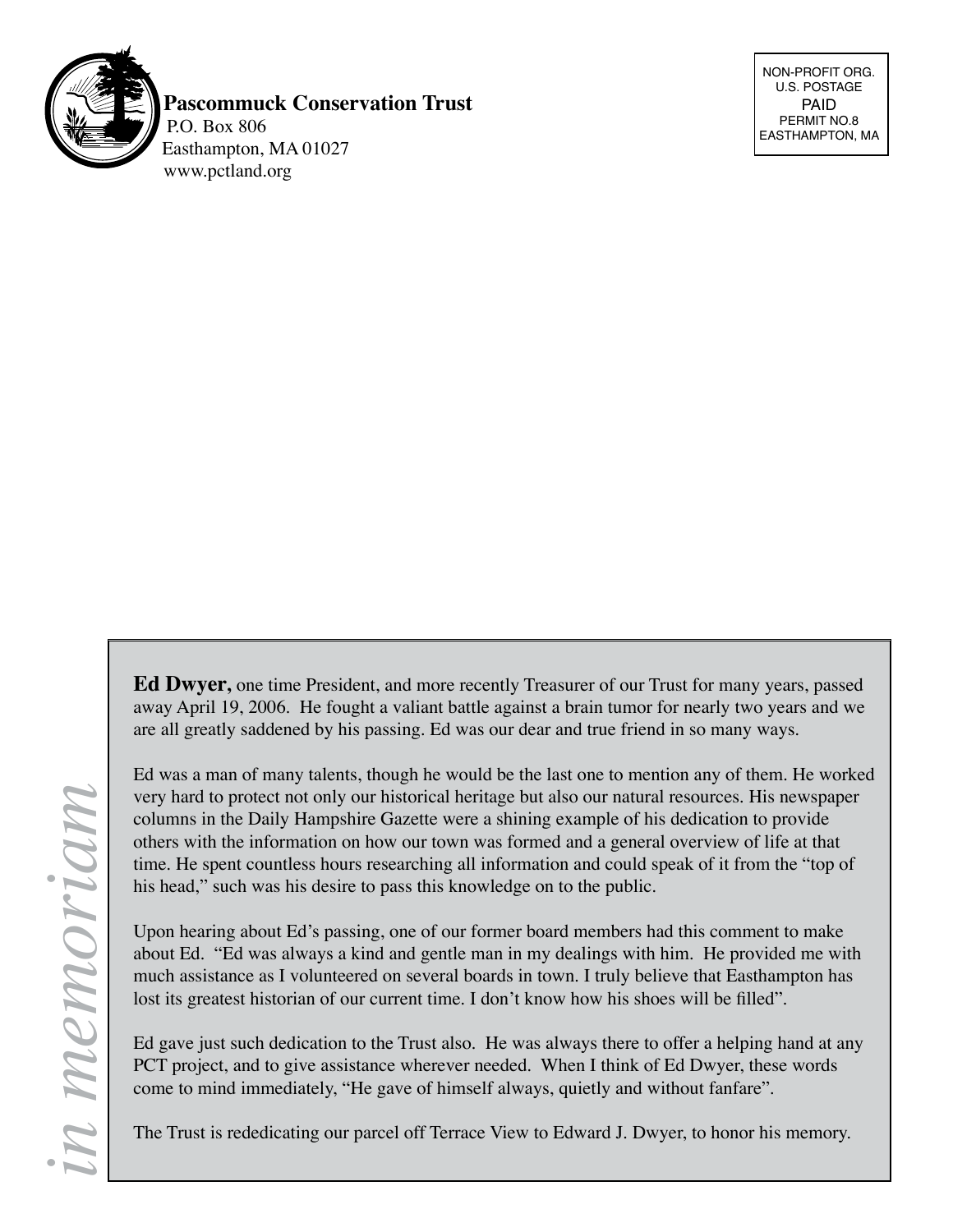**Pascommuck Conservation Trust**
P.O. Box 806
Easthampton, MA 01027
www.pctland.org

NON-PROFIT ORG.
U.S. POSTAGE
PAID
PERMIT NO.8
EASTHAMPTON, MA

*in memoriam*

**Ed Dwyer,** one time President, and more recently Treasurer of our Trust for many years, passed away April 19, 2006. He fought a valiant battle against a brain tumor for nearly two years and we are all greatly saddened by his passing. Ed was our dear and true friend in so many ways.

Ed was a man of many talents, though he would be the last one to mention any of them. He worked very hard to protect not only our historical heritage but also our natural resources. His newspaper columns in the Daily Hampshire Gazette were a shining example of his dedication to provide others with the information on how our town was formed and a general overview of life at that time. He spent countless hours researching all information and could speak of it from the "top of his head," such was his desire to pass this knowledge on to the public.

Upon hearing about Ed's passing, one of our former board members had this comment to make about Ed. "Ed was always a kind and gentle man in my dealings with him. He provided me with much assistance as I volunteered on several boards in town. I truly believe that Easthampton has lost its greatest historian of our current time. I don't know how his shoes will be filled".

Ed gave just such dedication to the Trust also. He was always there to offer a helping hand at any PCT project, and to give assistance wherever needed. When I think of Ed Dwyer, these words come to mind immediately, "He gave of himself always, quietly and without fanfare".

The Trust is rededicating our parcel off Terrace View to Edward J. Dwyer, to honor his memory.